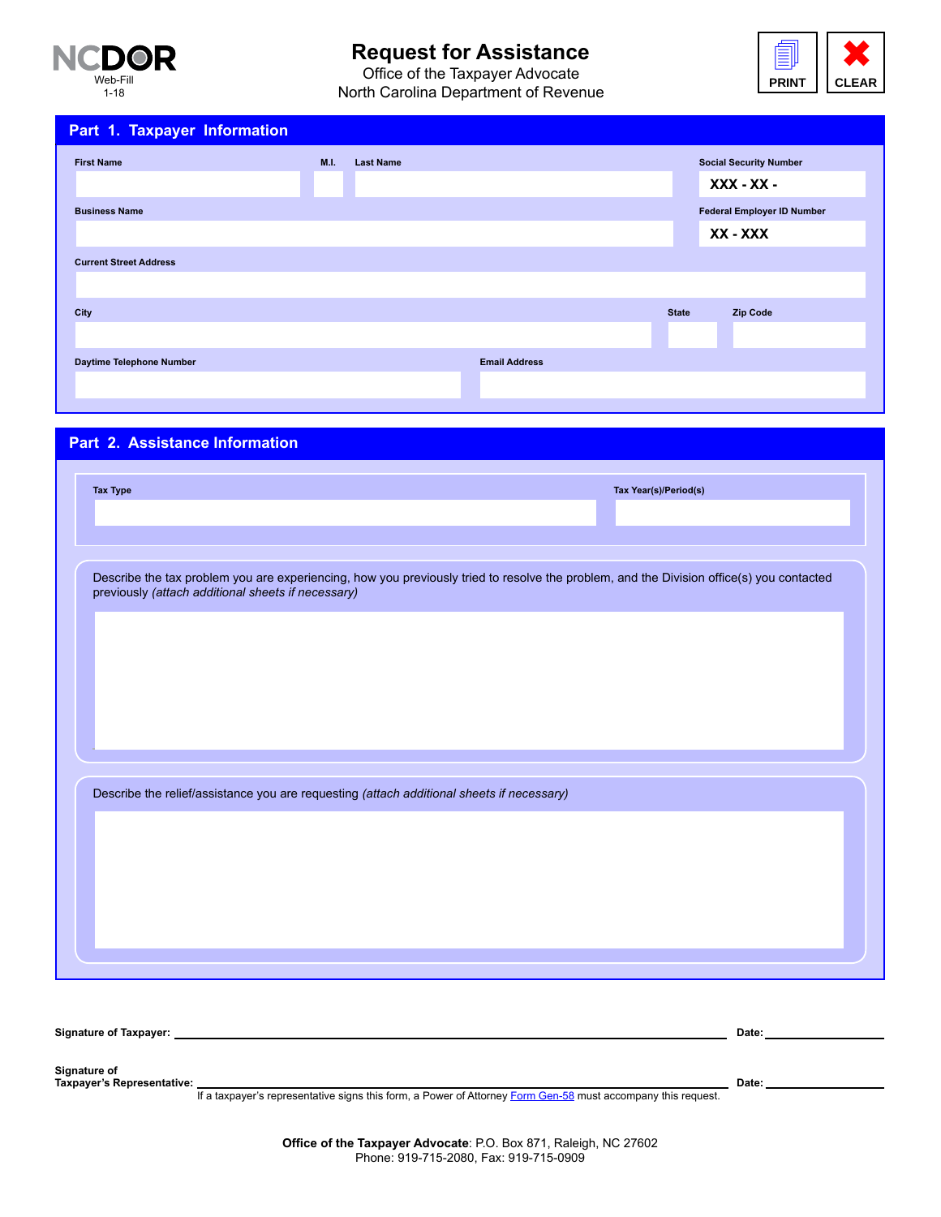NCDOR
Web-Fill
1-18

# Request for Assistance

Office of the Taxpayer Advocate
North Carolina Department of Revenue

PRINT CLEAR

## Part 1. Taxpayer Information

First Name | M.I. | Last Name | Social Security Number XXX - XX -

Business Name | Federal Employer ID Number XX - XXX

Current Street Address

City | State | Zip Code

Daytime Telephone Number | Email Address

## Part 2. Assistance Information

Tax Type | Tax Year(s)/Period(s)

Describe the tax problem you are experiencing, how you previously tried to resolve the problem, and the Division office(s) you contacted previously *(attach additional sheets if necessary)*

Describe the relief/assistance you are requesting *(attach additional sheets if necessary)*

**Signature of Taxpayer:** ______________________ **Date:** __________

**Signature of Taxpayer's Representative:** ______________________ **Date:** __________

If a taxpayer's representative signs this form, a Power of Attorney Form Gen-58 must accompany this request.

**Office of the Taxpayer Advocate**: P.O. Box 871, Raleigh, NC 27602
Phone: 919-715-2080, Fax: 919-715-0909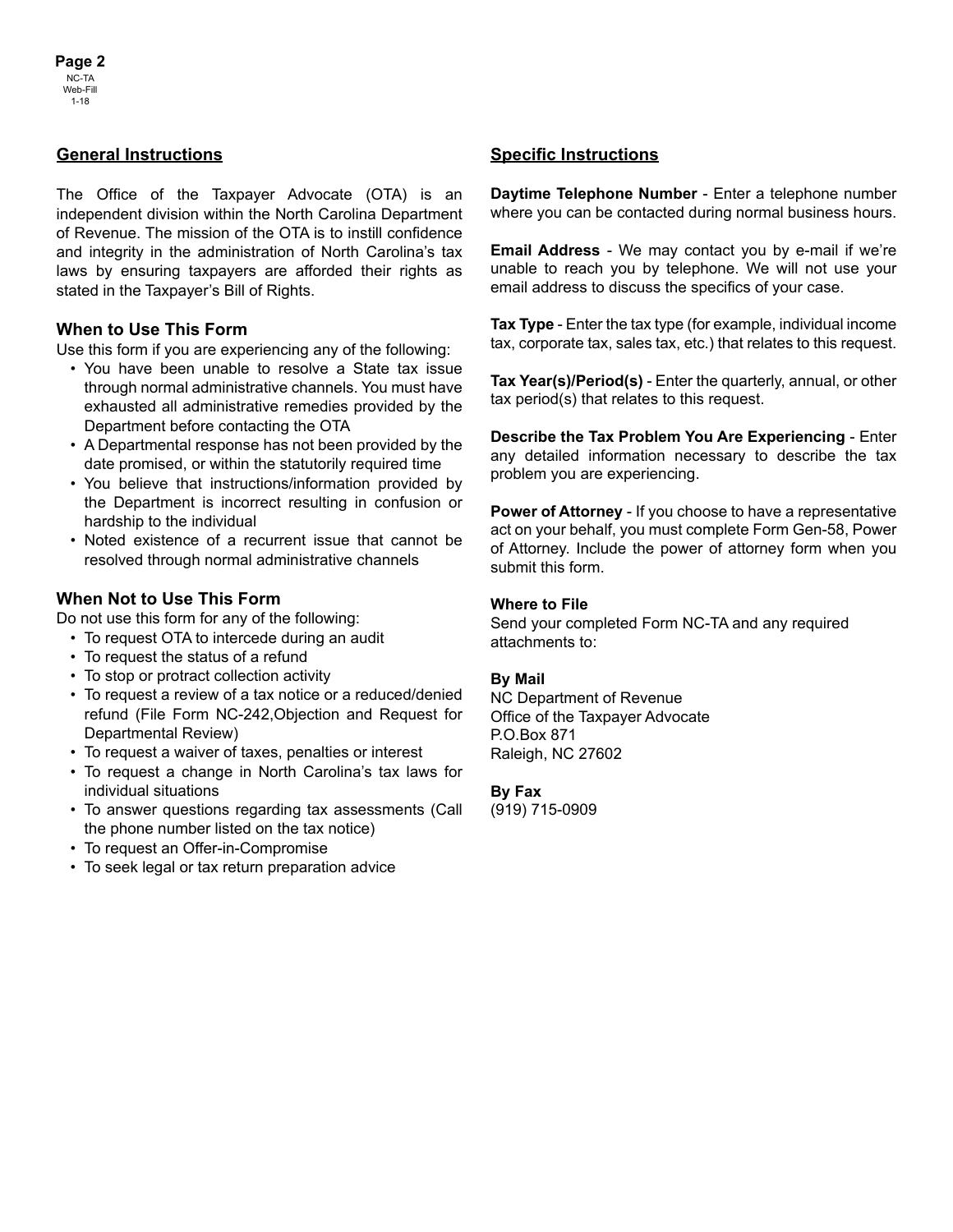## General Instructions

The Office of the Taxpayer Advocate (OTA) is an independent division within the North Carolina Department of Revenue. The mission of the OTA is to instill confidence and integrity in the administration of North Carolina's tax laws by ensuring taxpayers are afforded their rights as stated in the Taxpayer's Bill of Rights.

### When to Use This Form

Use this form if you are experiencing any of the following:

- You have been unable to resolve a State tax issue through normal administrative channels. You must have exhausted all administrative remedies provided by the Department before contacting the OTA
- A Departmental response has not been provided by the date promised, or within the statutorily required time
- You believe that instructions/information provided by the Department is incorrect resulting in confusion or hardship to the individual
- Noted existence of a recurrent issue that cannot be resolved through normal administrative channels

### When Not to Use This Form

Do not use this form for any of the following:

- To request OTA to intercede during an audit
- To request the status of a refund
- To stop or protract collection activity
- To request a review of a tax notice or a reduced/denied refund (File Form NC-242,Objection and Request for Departmental Review)
- To request a waiver of taxes, penalties or interest
- To request a change in North Carolina's tax laws for individual situations
- To answer questions regarding tax assessments (Call the phone number listed on the tax notice)
- To request an Offer-in-Compromise
- To seek legal or tax return preparation advice

## Specific Instructions

**Daytime Telephone Number** - Enter a telephone number where you can be contacted during normal business hours.

**Email Address** - We may contact you by e-mail if we're unable to reach you by telephone. We will not use your email address to discuss the specifics of your case.

**Tax Type** - Enter the tax type (for example, individual income tax, corporate tax, sales tax, etc.) that relates to this request.

**Tax Year(s)/Period(s)** - Enter the quarterly, annual, or other tax period(s) that relates to this request.

**Describe the Tax Problem You Are Experiencing** - Enter any detailed information necessary to describe the tax problem you are experiencing.

**Power of Attorney** - If you choose to have a representative act on your behalf, you must complete Form Gen-58, Power of Attorney. Include the power of attorney form when you submit this form.

**Where to File**

Send your completed Form NC-TA and any required attachments to:

**By Mail**

NC Department of Revenue
Office of the Taxpayer Advocate
P.O.Box 871
Raleigh, NC 27602

**By Fax**

(919) 715-0909